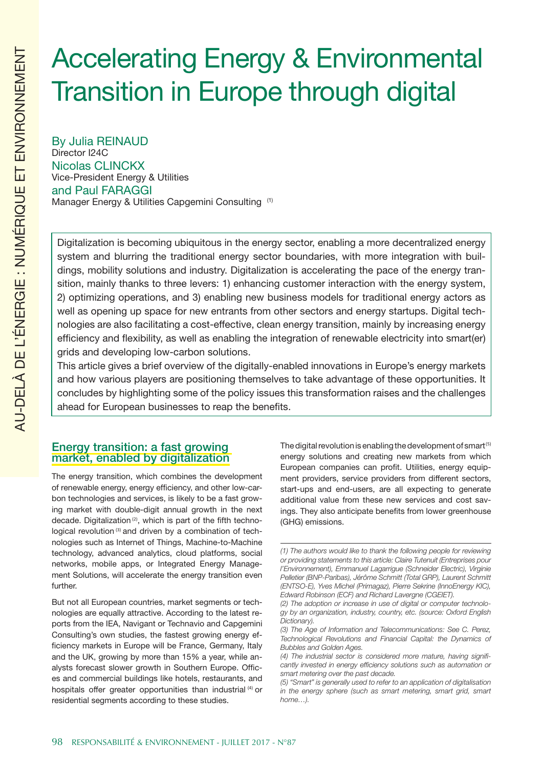# Accelerating Energy & Environmental Transition in Europe through digital

By Julia REINAUD
Director I24C
Nicolas CLINCKX
Vice-President Energy & Utilities
and Paul FARAGGI
Manager Energy & Utilities Capgemini Consulting [(1)]

Digitalization is becoming ubiquitous in the energy sector, enabling a more decentralized energy system and blurring the traditional energy sector boundaries, with more integration with buildings, mobility solutions and industry. Digitalization is accelerating the pace of the energy transition, mainly thanks to three levers: 1) enhancing customer interaction with the energy system, 2) optimizing operations, and 3) enabling new business models for traditional energy actors as well as opening up space for new entrants from other sectors and energy startups. Digital technologies are also facilitating a cost-effective, clean energy transition, mainly by increasing energy efficiency and flexibility, as well as enabling the integration of renewable electricity into smart(er) grids and developing low-carbon solutions.

This article gives a brief overview of the digitally-enabled innovations in Europe's energy markets and how various players are positioning themselves to take advantage of these opportunities. It concludes by highlighting some of the policy issues this transformation raises and the challenges ahead for European businesses to reap the benefits.

## Energy transition: a fast growing market, enabled by digitalization

The energy transition, which combines the development of renewable energy, energy efficiency, and other low-carbon technologies and services, is likely to be a fast growing market with double-digit annual growth in the next decade. Digitalization [(2)], which is part of the fifth technological revolution [(3)] and driven by a combination of technologies such as Internet of Things, Machine-to-Machine technology, advanced analytics, cloud platforms, social networks, mobile apps, or Integrated Energy Management Solutions, will accelerate the energy transition even further.

But not all European countries, market segments or technologies are equally attractive. According to the latest reports from the IEA, Navigant or Technavio and Capgemini Consulting's own studies, the fastest growing energy efficiency markets in Europe will be France, Germany, Italy and the UK, growing by more than 15% a year, while analysts forecast slower growth in Southern Europe. Offices and commercial buildings like hotels, restaurants, and hospitals offer greater opportunities than industrial [(4)] or residential segments according to these studies.

The digital revolution is enabling the development of smart [(5)] energy solutions and creating new markets from which European companies can profit. Utilities, energy equipment providers, service providers from different sectors, start-ups and end-users, are all expecting to generate additional value from these new services and cost savings. They also anticipate benefits from lower greenhouse (GHG) emissions.

---

*(1) The authors would like to thank the following people for reviewing or providing statements to this article: Claire Tutenuit (Entreprises pour l'Environnement), Emmanuel Lagarrigue (Schneider Electric), Virginie Pelletier (BNP-Paribas), Jérôme Schmitt (Total GRP), Laurent Schmitt (ENTSO-E), Yves Michel (Primagaz), Pierre Sekrine (InnoEnergy KIC), Edward Robinson (ECF) and Richard Lavergne (CGEIET).*

*(2) The adoption or increase in use of digital or computer technology by an organization, industry, country, etc. (source: Oxford English Dictionary).*

*(3) The Age of Information and Telecommunications: See C. Perez, Technological Revolutions and Financial Capital: the Dynamics of Bubbles and Golden Ages.*

*(4) The industrial sector is considered more mature, having significantly invested in energy efficiency solutions such as automation or smart metering over the past decade.*

*(5) "Smart" is generally used to refer to an application of digitalisation in the energy sphere (such as smart metering, smart grid, smart home…).*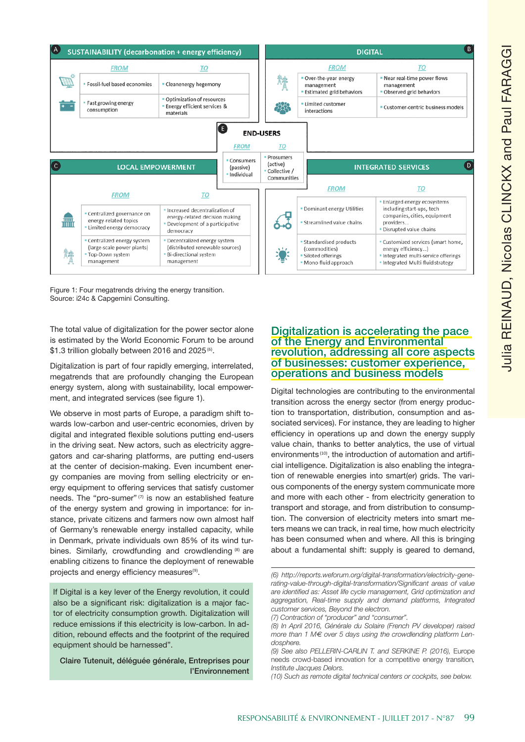## A SUSTAINABILITY (decarbonation + energy efficiency)

| FROM | TO |
|---|---|
| Fossil-fuel based economies | Cleanenergy hegemony |
| Fast growing energy consumption | Optimization of resources<br>Energy efficient services & materials |

## B DIGITAL

| FROM | TO |
|---|---|
| Over-the-year energy management<br>Estimated grid behaviors | Near real-time power flows management<br>Observed grid behaviors |
| Limited customer interactions | Customer-centric business models |

## E END-USERS

| FROM | TO |
|---|---|
| Consumers (passive)<br>Individual | Prosumers (active)<br>Collective / Communities |

## C LOCAL EMPOWERMENT

| FROM | TO |
|---|---|
| Centralized governance on energy-related topics<br>Limited energy democracy | Increased decentralization of energy-related decision making<br>Development of a participative democracy |
| Centralized energy system (large-scale power plants)<br>Top-Down system management | Decentralized energy system (distributed renewable sources)<br>Bi-directional system management |

## D INTEGRATED SERVICES

| FROM | TO |
|---|---|
| Dominant energy Utilities<br>Streamlined value chains | Enlarged energy ecosystems including start-ups, tech companies, cities, equipment providers...<br>Disrupted value chains |
| Standardised products (commodities)<br>Siloted offerings<br>Mono-fluid approach | Customized services (smart home, energy efficiency...)<br>Integrated multi-service offerings<br>Integrated Multi-fluid strategy |

Figure 1: Four megatrends driving the energy transition.
Source: i24c & Capgemini Consulting.

The total value of digitalization for the power sector alone is estimated by the World Economic Forum to be around $1.3 trillion globally between 2016 and 2025 [6].

Digitalization is part of four rapidly emerging, interrelated, megatrends that are profoundly changing the European energy system, along with sustainability, local empowerment, and integrated services (see figure 1).

We observe in most parts of Europe, a paradigm shift towards low-carbon and user-centric economies, driven by digital and integrated flexible solutions putting end-users in the driving seat. New actors, such as electricity aggregators and car-sharing platforms, are putting end-users at the center of decision-making. Even incumbent energy companies are moving from selling electricity or energy equipment to offering services that satisfy customer needs. The "pro-sumer" [7] is now an established feature of the energy system and growing in importance: for instance, private citizens and farmers now own almost half of Germany's renewable energy installed capacity, while in Denmark, private individuals own 85% of its wind turbines. Similarly, crowdfunding and crowdlending [8] are enabling citizens to finance the deployment of renewable projects and energy efficiency measures[9].

> If Digital is a key lever of the Energy revolution, it could also be a significant risk: digitalization is a major factor of electricity consumption growth. Digitalization will reduce emissions if this electricity is low-carbon. In addition, rebound effects and the footprint of the required equipment should be harnessed".
>
> **Claire Tutenuit, déléguée générale, Entreprises pour l'Environnement**

## Digitalization is accelerating the pace of the Energy and Environmental revolution, addressing all core aspects of businesses: customer experience, operations and business models

Digital technologies are contributing to the environmental transition across the energy sector (from energy production to transportation, distribution, consumption and associated services). For instance, they are leading to higher efficiency in operations up and down the energy supply value chain, thanks to better analytics, the use of virtual environments [10], the introduction of automation and artificial intelligence. Digitalization is also enabling the integration of renewable energies into smart(er) grids. The various components of the energy system communicate more and more with each other - from electricity generation to transport and storage, and from distribution to consumption. The conversion of electricity meters into smart meters means we can track, in real time, how much electricity has been consumed when and where. All this is bringing about a fundamental shift: supply is geared to demand,

*(6) http://reports.weforum.org/digital-transformation/electricity-generating-value-through-digital-transformation/Significant areas of value are identified as: Asset life cycle management, Grid optimization and aggregation, Real-time supply and demand platforms, Integrated customer services, Beyond the electron.*

*(7) Contraction of "producer" and "consumer".*

*(8) In April 2016, Générale du Solaire (French PV developer) raised more than 1 M€ over 5 days using the crowdlending platform Lendosphere.*

*(9) See also PELLERIN-CARLIN T. and SERKINE P. (2016), Europe needs crowd-based innovation for a competitive energy transition, Institute Jacques Delors.*

*(10) Such as remote digital technical centers or cockpits, see below.*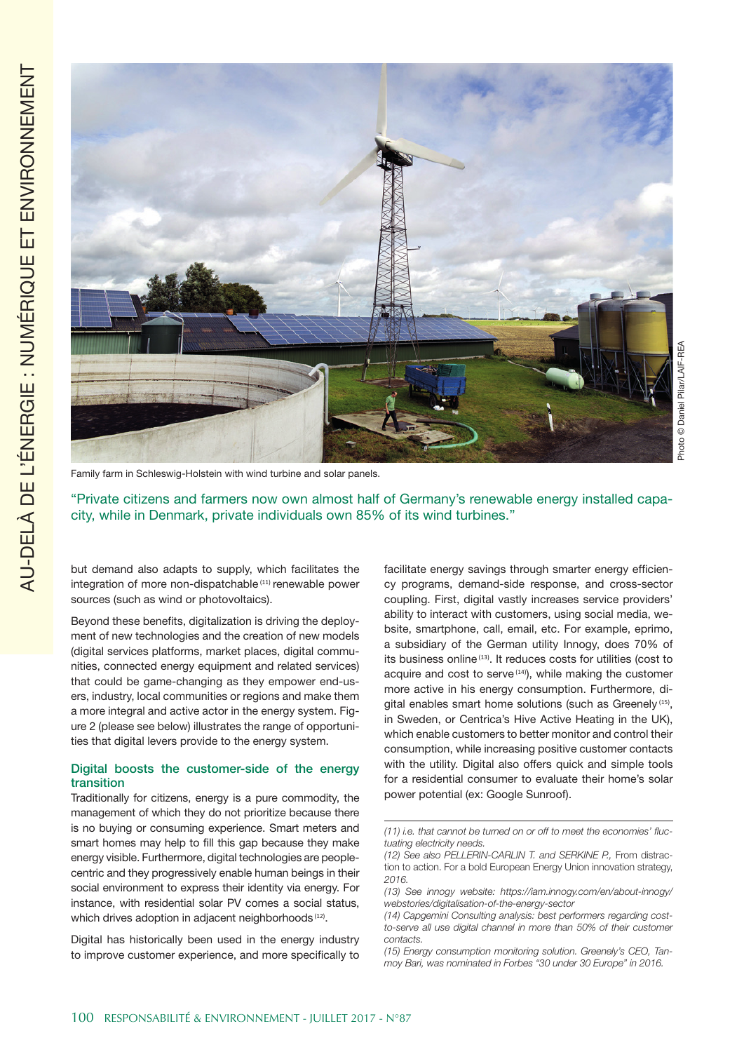Family farm in Schleswig-Holstein with wind turbine and solar panels.

Photo © Daniel Pilar/LAIF-REA

"Private citizens and farmers now own almost half of Germany's renewable energy installed capacity, while in Denmark, private individuals own 85% of its wind turbines."

but demand also adapts to supply, which facilitates the integration of more non-dispatchable [11] renewable power sources (such as wind or photovoltaics).

Beyond these benefits, digitalization is driving the deployment of new technologies and the creation of new models (digital services platforms, market places, digital communities, connected energy equipment and related services) that could be game-changing as they empower end-users, industry, local communities or regions and make them a more integral and active actor in the energy system. Figure 2 (please see below) illustrates the range of opportunities that digital levers provide to the energy system.

## Digital boosts the customer-side of the energy transition

Traditionally for citizens, energy is a pure commodity, the management of which they do not prioritize because there is no buying or consuming experience. Smart meters and smart homes may help to fill this gap because they make energy visible. Furthermore, digital technologies are people-centric and they progressively enable human beings in their social environment to express their identity via energy. For instance, with residential solar PV comes a social status, which drives adoption in adjacent neighborhoods [12].

Digital has historically been used in the energy industry to improve customer experience, and more specifically to facilitate energy savings through smarter energy efficiency programs, demand-side response, and cross-sector coupling. First, digital vastly increases service providers' ability to interact with customers, using social media, website, smartphone, call, email, etc. For example, eprimo, a subsidiary of the German utility Innogy, does 70% of its business online [13]. It reduces costs for utilities (cost to acquire and cost to serve [14]), while making the customer more active in his energy consumption. Furthermore, digital enables smart home solutions (such as Greenely [15], in Sweden, or Centrica's Hive Active Heating in the UK), which enable customers to better monitor and control their consumption, while increasing positive customer contacts with the utility. Digital also offers quick and simple tools for a residential consumer to evaluate their home's solar power potential (ex: Google Sunroof).

---

*(11) i.e. that cannot be turned on or off to meet the economies' fluctuating electricity needs.*

*(12) See also PELLERIN-CARLIN T. and SERKINE P.,* From distraction to action. For a bold European Energy Union innovation strategy, *2016.*

*(13) See innogy website: https://iam.innogy.com/en/about-innogy/webstories/digitalisation-of-the-energy-sector*

*(14) Capgemini Consulting analysis: best performers regarding cost-to-serve all use digital channel in more than 50% of their customer contacts.*

*(15) Energy consumption monitoring solution. Greenely's CEO, Tanmoy Bari, was nominated in Forbes "30 under 30 Europe" in 2016.*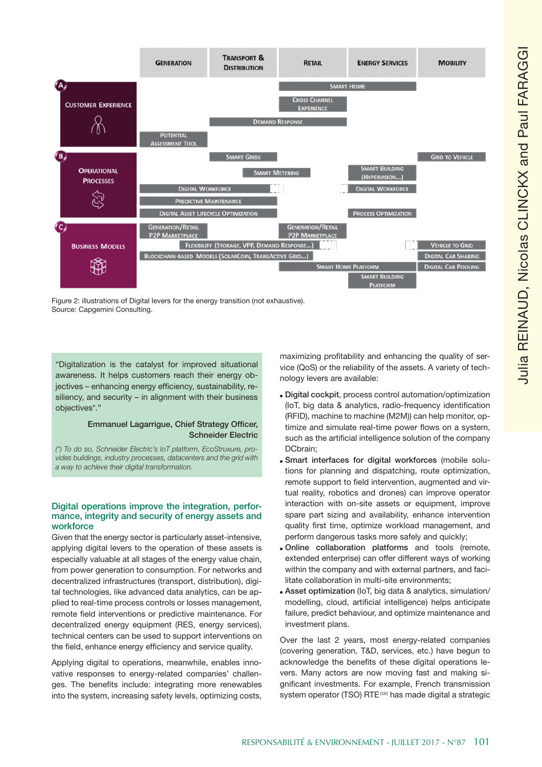| | Generation | Transport & Distribution | Retail | Energy Services | Mobility |
|---|---|---|---|---|---|
| **A – Customer Experience** | Potential Assessment Tool | Demand Response | Smart Home; Cross Channel Experience; Demand Response | Smart Home | |
| **B – Operational Processes** | Digital Workforce; Predictive Maintenance; Digital Asset Lifecycle Optimization | Smart Grids; Smart Metering; Digital Workforce; Predictive Maintenance; Digital Asset Lifecycle Optimization | Smart Metering | Smart Building (Hypervision...); Digital Workforce; Process Optimization | Grid to Vehicle |
| **C – Business Models** | Generation/Retail P2P Marketplace; Blockchain-based Models (SolarCoin, TransActive Grid...) | Flexibility (Storage, VPP, Demand Response...); Blockchain-based Models (SolarCoin, TransActive Grid...) | Generation/Retail P2P Marketplace; Flexibility (Storage, VPP, Demand Response...); Blockchain-based Models (SolarCoin, TransActive Grid...); Smart Home Platform | Smart Home Platform; Smart Building Platform | Vehicle to Grid; Digital Car Sharing; Digital Car Pooling |

Figure 2: illustrations of Digital levers for the energy transition (not exhaustive).
Source: Capgemini Consulting.

> "Digitalization is the catalyst for improved situational awareness. It helps customers reach their energy objectives – enhancing energy efficiency, sustainability, resiliency, and security – in alignment with their business objectives*."
>
> Emmanuel Lagarrigue, Chief Strategy Officer, Schneider Electric
>
> *(\*) To do so, Schneider Electric's IoT platform, EcoStruxure, provides buildings, industry processes, datacenters and the grid with a way to achieve their digital transformation.*

## Digital operations improve the integration, performance, integrity and security of energy assets and workforce

Given that the energy sector is particularly asset-intensive, applying digital levers to the operation of these assets is especially valuable at all stages of the energy value chain, from power generation to consumption. For networks and decentralized infrastructures (transport, distribution), digital technologies, like advanced data analytics, can be applied to real-time process controls or losses management, remote field interventions or predictive maintenance. For decentralized energy equipment (RES, energy services), technical centers can be used to support interventions on the field, enhance energy efficiency and service quality.

Applying digital to operations, meanwhile, enables innovative responses to energy-related companies' challenges. The benefits include: integrating more renewables into the system, increasing safety levels, optimizing costs, maximizing profitability and enhancing the quality of service (QoS) or the reliability of the assets. A variety of technology levers are available:

- **Digital cockpit**, process control automation/optimization (IoT, big data & analytics, radio-frequency identification (RFID), machine to machine (M2M)) can help monitor, optimize and simulate real-time power flows on a system, such as the artificial intelligence solution of the company DCbrain;
- **Smart interfaces for digital workforces** (mobile solutions for planning and dispatching, route optimization, remote support to field intervention, augmented and virtual reality, robotics and drones) can improve operator interaction with on-site assets or equipment, improve spare part sizing and availability, enhance intervention quality first time, optimize workload management, and perform dangerous tasks more safely and quickly;
- **Online collaboration platforms** and tools (remote, extended enterprise) can offer different ways of working within the company and with external partners, and facilitate collaboration in multi-site environments;
- **Asset optimization** (IoT, big data & analytics, simulation/modelling, cloud, artificial intelligence) helps anticipate failure, predict behaviour, and optimize maintenance and investment plans.

Over the last 2 years, most energy-related companies (covering generation, T&D, services, etc.) have begun to acknowledge the benefits of these digital operations levers. Many actors are now moving fast and making significant investments. For example, French transmission system operator (TSO) RTE [16] has made digital a strategic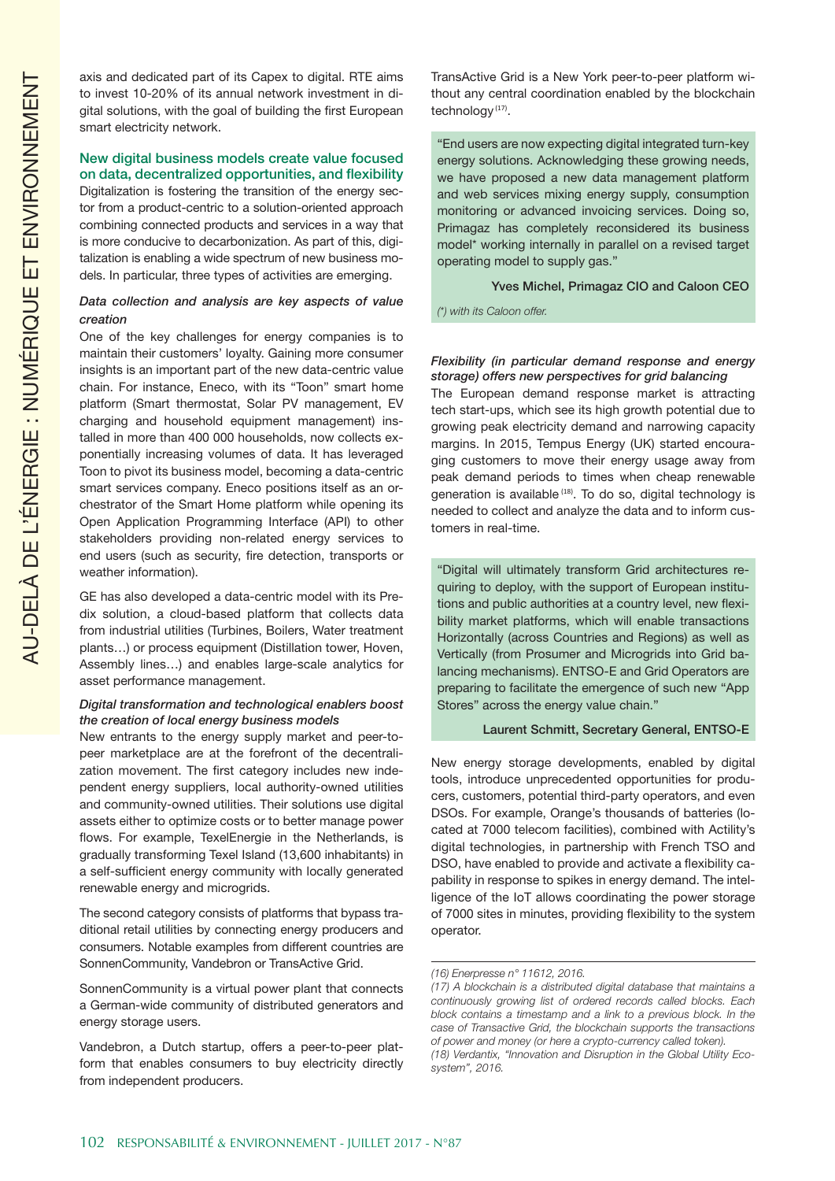axis and dedicated part of its Capex to digital. RTE aims to invest 10-20% of its annual network investment in digital solutions, with the goal of building the first European smart electricity network.

## New digital business models create value focused on data, decentralized opportunities, and flexibility

Digitalization is fostering the transition of the energy sector from a product-centric to a solution-oriented approach combining connected products and services in a way that is more conducive to decarbonization. As part of this, digitalization is enabling a wide spectrum of new business models. In particular, three types of activities are emerging.

### *Data collection and analysis are key aspects of value creation*

One of the key challenges for energy companies is to maintain their customers' loyalty. Gaining more consumer insights is an important part of the new data-centric value chain. For instance, Eneco, with its "Toon" smart home platform (Smart thermostat, Solar PV management, EV charging and household equipment management) installed in more than 400 000 households, now collects exponentially increasing volumes of data. It has leveraged Toon to pivot its business model, becoming a data-centric smart services company. Eneco positions itself as an orchestrator of the Smart Home platform while opening its Open Application Programming Interface (API) to other stakeholders providing non-related energy services to end users (such as security, fire detection, transports or weather information).

GE has also developed a data-centric model with its Predix solution, a cloud-based platform that collects data from industrial utilities (Turbines, Boilers, Water treatment plants…) or process equipment (Distillation tower, Hoven, Assembly lines…) and enables large-scale analytics for asset performance management.

### *Digital transformation and technological enablers boost the creation of local energy business models*

New entrants to the energy supply market and peer-to-peer marketplace are at the forefront of the decentralization movement. The first category includes new independent energy suppliers, local authority-owned utilities and community-owned utilities. Their solutions use digital assets either to optimize costs or to better manage power flows. For example, TexelEnergie in the Netherlands, is gradually transforming Texel Island (13,600 inhabitants) in a self-sufficient energy community with locally generated renewable energy and microgrids.

The second category consists of platforms that bypass traditional retail utilities by connecting energy producers and consumers. Notable examples from different countries are SonnenCommunity, Vandebron or TransActive Grid.

SonnenCommunity is a virtual power plant that connects a German-wide community of distributed generators and energy storage users.

Vandebron, a Dutch startup, offers a peer-to-peer platform that enables consumers to buy electricity directly from independent producers.

TransActive Grid is a New York peer-to-peer platform without any central coordination enabled by the blockchain technology [17].

> "End users are now expecting digital integrated turn-key energy solutions. Acknowledging these growing needs, we have proposed a new data management platform and web services mixing energy supply, consumption monitoring or advanced invoicing services. Doing so, Primagaz has completely reconsidered its business model* working internally in parallel on a revised target operating model to supply gas."
>
> **Yves Michel, Primagaz CIO and Caloon CEO**
>
> *(*) with its Caloon offer.*

### *Flexibility (in particular demand response and energy storage) offers new perspectives for grid balancing*

The European demand response market is attracting tech start-ups, which see its high growth potential due to growing peak electricity demand and narrowing capacity margins. In 2015, Tempus Energy (UK) started encouraging customers to move their energy usage away from peak demand periods to times when cheap renewable generation is available [18]. To do so, digital technology is needed to collect and analyze the data and to inform customers in real-time.

> "Digital will ultimately transform Grid architectures requiring to deploy, with the support of European institutions and public authorities at a country level, new flexibility market platforms, which will enable transactions Horizontally (across Countries and Regions) as well as Vertically (from Prosumer and Microgrids into Grid balancing mechanisms). ENTSO-E and Grid Operators are preparing to facilitate the emergence of such new "App Stores" across the energy value chain."
>
> **Laurent Schmitt, Secretary General, ENTSO-E**

New energy storage developments, enabled by digital tools, introduce unprecedented opportunities for producers, customers, potential third-party operators, and even DSOs. For example, Orange's thousands of batteries (located at 7000 telecom facilities), combined with Actility's digital technologies, in partnership with French TSO and DSO, have enabled to provide and activate a flexibility capability in response to spikes in energy demand. The intelligence of the IoT allows coordinating the power storage of 7000 sites in minutes, providing flexibility to the system operator.

---

*(16) Enerpresse n° 11612, 2016.*

*(17) A blockchain is a distributed digital database that maintains a continuously growing list of ordered records called blocks. Each block contains a timestamp and a link to a previous block. In the case of Transactive Grid, the blockchain supports the transactions of power and money (or here a crypto-currency called token).*

*(18) Verdantix, "Innovation and Disruption in the Global Utility Ecosystem", 2016.*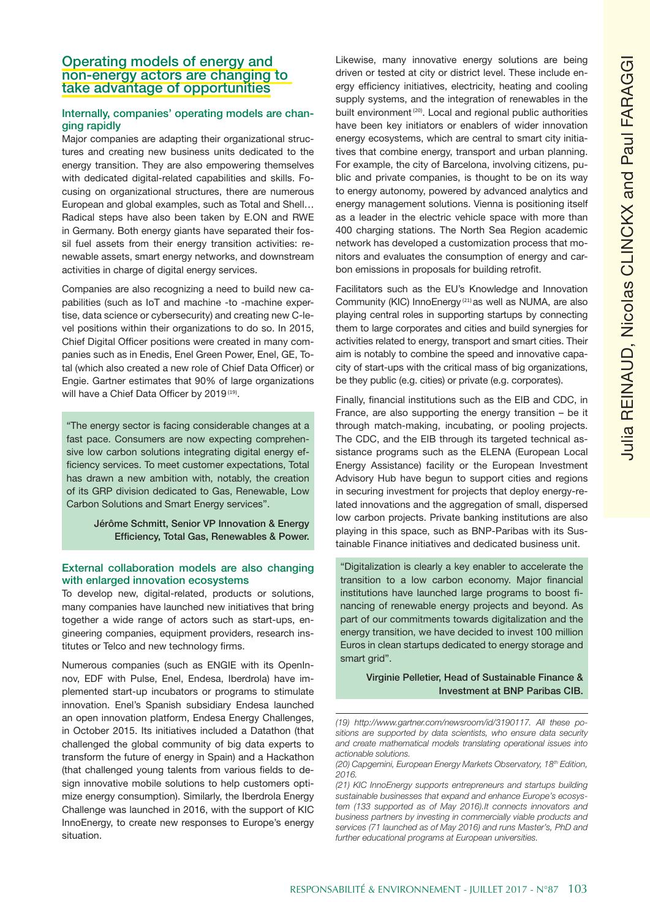## Operating models of energy and non-energy actors are changing to take advantage of opportunities

### Internally, companies' operating models are changing rapidly

Major companies are adapting their organizational structures and creating new business units dedicated to the energy transition. They are also empowering themselves with dedicated digital-related capabilities and skills. Focusing on organizational structures, there are numerous European and global examples, such as Total and Shell… Radical steps have also been taken by E.ON and RWE in Germany. Both energy giants have separated their fossil fuel assets from their energy transition activities: renewable assets, smart energy networks, and downstream activities in charge of digital energy services.

Companies are also recognizing a need to build new capabilities (such as IoT and machine -to -machine expertise, data science or cybersecurity) and creating new C-level positions within their organizations to do so. In 2015, Chief Digital Officer positions were created in many companies such as in Enedis, Enel Green Power, Enel, GE, Total (which also created a new role of Chief Data Officer) or Engie. Gartner estimates that 90% of large organizations will have a Chief Data Officer by 2019[19].

> "The energy sector is facing considerable changes at a fast pace. Consumers are now expecting comprehensive low carbon solutions integrating digital energy efficiency services. To meet customer expectations, Total has drawn a new ambition with, notably, the creation of its GRP division dedicated to Gas, Renewable, Low Carbon Solutions and Smart Energy services".
>
> **Jérôme Schmitt, Senior VP Innovation & Energy Efficiency, Total Gas, Renewables & Power.**

### External collaboration models are also changing with enlarged innovation ecosystems

To develop new, digital-related, products or solutions, many companies have launched new initiatives that bring together a wide range of actors such as start-ups, engineering companies, equipment providers, research institutes or Telco and new technology firms.

Numerous companies (such as ENGIE with its OpenInnov, EDF with Pulse, Enel, Endesa, Iberdrola) have implemented start-up incubators or programs to stimulate innovation. Enel's Spanish subsidiary Endesa launched an open innovation platform, Endesa Energy Challenges, in October 2015. Its initiatives included a Datathon (that challenged the global community of big data experts to transform the future of energy in Spain) and a Hackathon (that challenged young talents from various fields to design innovative mobile solutions to help customers optimize energy consumption). Similarly, the Iberdrola Energy Challenge was launched in 2016, with the support of KIC InnoEnergy, to create new responses to Europe's energy situation.

Likewise, many innovative energy solutions are being driven or tested at city or district level. These include energy efficiency initiatives, electricity, heating and cooling supply systems, and the integration of renewables in the built environment[20]. Local and regional public authorities have been key initiators or enablers of wider innovation energy ecosystems, which are central to smart city initiatives that combine energy, transport and urban planning. For example, the city of Barcelona, involving citizens, public and private companies, is thought to be on its way to energy autonomy, powered by advanced analytics and energy management solutions. Vienna is positioning itself as a leader in the electric vehicle space with more than 400 charging stations. The North Sea Region academic network has developed a customization process that monitors and evaluates the consumption of energy and carbon emissions in proposals for building retrofit.

Facilitators such as the EU's Knowledge and Innovation Community (KIC) InnoEnergy[21] as well as NUMA, are also playing central roles in supporting startups by connecting them to large corporates and cities and build synergies for activities related to energy, transport and smart cities. Their aim is notably to combine the speed and innovative capacity of start-ups with the critical mass of big organizations, be they public (e.g. cities) or private (e.g. corporates).

Finally, financial institutions such as the EIB and CDC, in France, are also supporting the energy transition – be it through match-making, incubating, or pooling projects. The CDC, and the EIB through its targeted technical assistance programs such as the ELENA (European Local Energy Assistance) facility or the European Investment Advisory Hub have begun to support cities and regions in securing investment for projects that deploy energy-related innovations and the aggregation of small, dispersed low carbon projects. Private banking institutions are also playing in this space, such as BNP-Paribas with its Sustainable Finance initiatives and dedicated business unit.

> "Digitalization is clearly a key enabler to accelerate the transition to a low carbon economy. Major financial institutions have launched large programs to boost financing of renewable energy projects and beyond. As part of our commitments towards digitalization and the energy transition, we have decided to invest 100 million Euros in clean startups dedicated to energy storage and smart grid".
>
> **Virginie Pelletier, Head of Sustainable Finance & Investment at BNP Paribas CIB.**

---

*(19) http://www.gartner.com/newsroom/id/3190117. All these positions are supported by data scientists, who ensure data security and create mathematical models translating operational issues into actionable solutions.*

*(20) Capgemini, European Energy Markets Observatory, 18th Edition, 2016.*

*(21) KIC InnoEnergy supports entrepreneurs and startups building sustainable businesses that expand and enhance Europe's ecosystem (133 supported as of May 2016).It connects innovators and business partners by investing in commercially viable products and services (71 launched as of May 2016) and runs Master's, PhD and further educational programs at European universities.*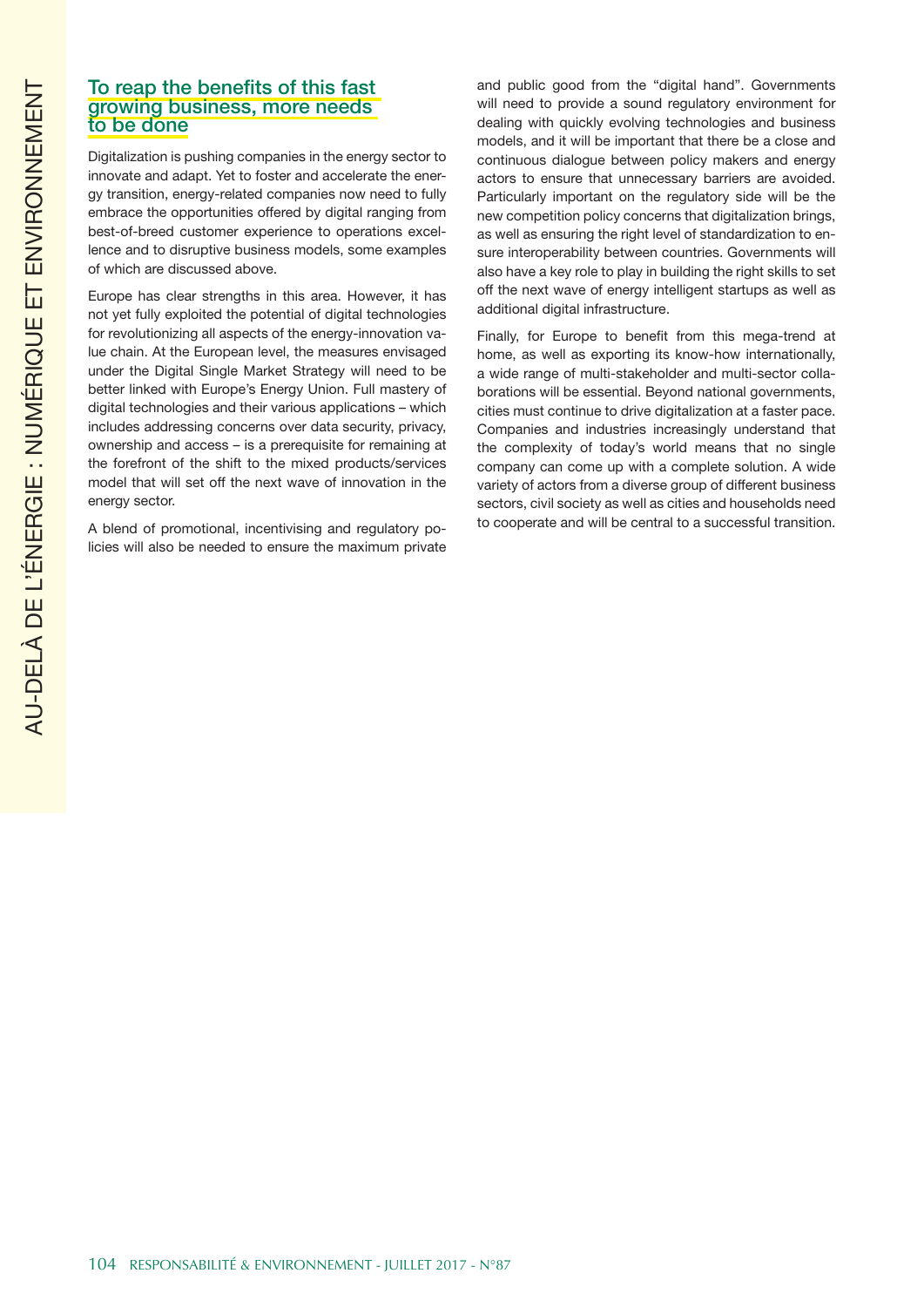## To reap the benefits of this fast growing business, more needs to be done

Digitalization is pushing companies in the energy sector to innovate and adapt. Yet to foster and accelerate the energy transition, energy-related companies now need to fully embrace the opportunities offered by digital ranging from best-of-breed customer experience to operations excellence and to disruptive business models, some examples of which are discussed above.

Europe has clear strengths in this area. However, it has not yet fully exploited the potential of digital technologies for revolutionizing all aspects of the energy-innovation value chain. At the European level, the measures envisaged under the Digital Single Market Strategy will need to be better linked with Europe's Energy Union. Full mastery of digital technologies and their various applications – which includes addressing concerns over data security, privacy, ownership and access – is a prerequisite for remaining at the forefront of the shift to the mixed products/services model that will set off the next wave of innovation in the energy sector.

A blend of promotional, incentivising and regulatory policies will also be needed to ensure the maximum private and public good from the "digital hand". Governments will need to provide a sound regulatory environment for dealing with quickly evolving technologies and business models, and it will be important that there be a close and continuous dialogue between policy makers and energy actors to ensure that unnecessary barriers are avoided. Particularly important on the regulatory side will be the new competition policy concerns that digitalization brings, as well as ensuring the right level of standardization to ensure interoperability between countries. Governments will also have a key role to play in building the right skills to set off the next wave of energy intelligent startups as well as additional digital infrastructure.

Finally, for Europe to benefit from this mega-trend at home, as well as exporting its know-how internationally, a wide range of multi-stakeholder and multi-sector collaborations will be essential. Beyond national governments, cities must continue to drive digitalization at a faster pace. Companies and industries increasingly understand that the complexity of today's world means that no single company can come up with a complete solution. A wide variety of actors from a diverse group of different business sectors, civil society as well as cities and households need to cooperate and will be central to a successful transition.